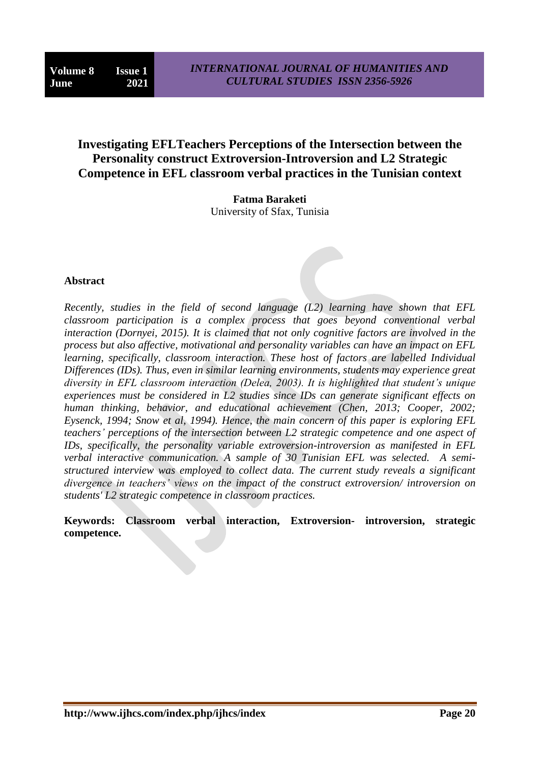# Investigating EFLTeachers Perceptions of the Intersection between the Personality construct Extroversion-Introversion and L2 Strategic Competence in EFL classroom verbal practices in the Tunisian context

**Fatma Baraketi**
University of Sfax, Tunisia

## Abstract

*Recently, studies in the field of second language (L2) learning have shown that EFL classroom participation is a complex process that goes beyond conventional verbal interaction (Dornyei, 2015). It is claimed that not only cognitive factors are involved in the process but also affective, motivational and personality variables can have an impact on EFL learning, specifically, classroom interaction. These host of factors are labelled Individual Differences (IDs). Thus, even in similar learning environments, students may experience great diversity in EFL classroom interaction (Delea, 2003). It is highlighted that student's unique experiences must be considered in L2 studies since IDs can generate significant effects on human thinking, behavior, and educational achievement (Chen, 2013; Cooper, 2002; Eysenck, 1994; Snow et al, 1994). Hence, the main concern of this paper is exploring EFL teachers' perceptions of the intersection between L2 strategic competence and one aspect of IDs, specifically, the personality variable extroversion-introversion as manifested in EFL verbal interactive communication. A sample of 30 Tunisian EFL was selected. A semi-structured interview was employed to collect data. The current study reveals a significant divergence in teachers' views on the impact of the construct extroversion/ introversion on students' L2 strategic competence in classroom practices.*

**Keywords: Classroom verbal interaction, Extroversion- introversion, strategic competence.**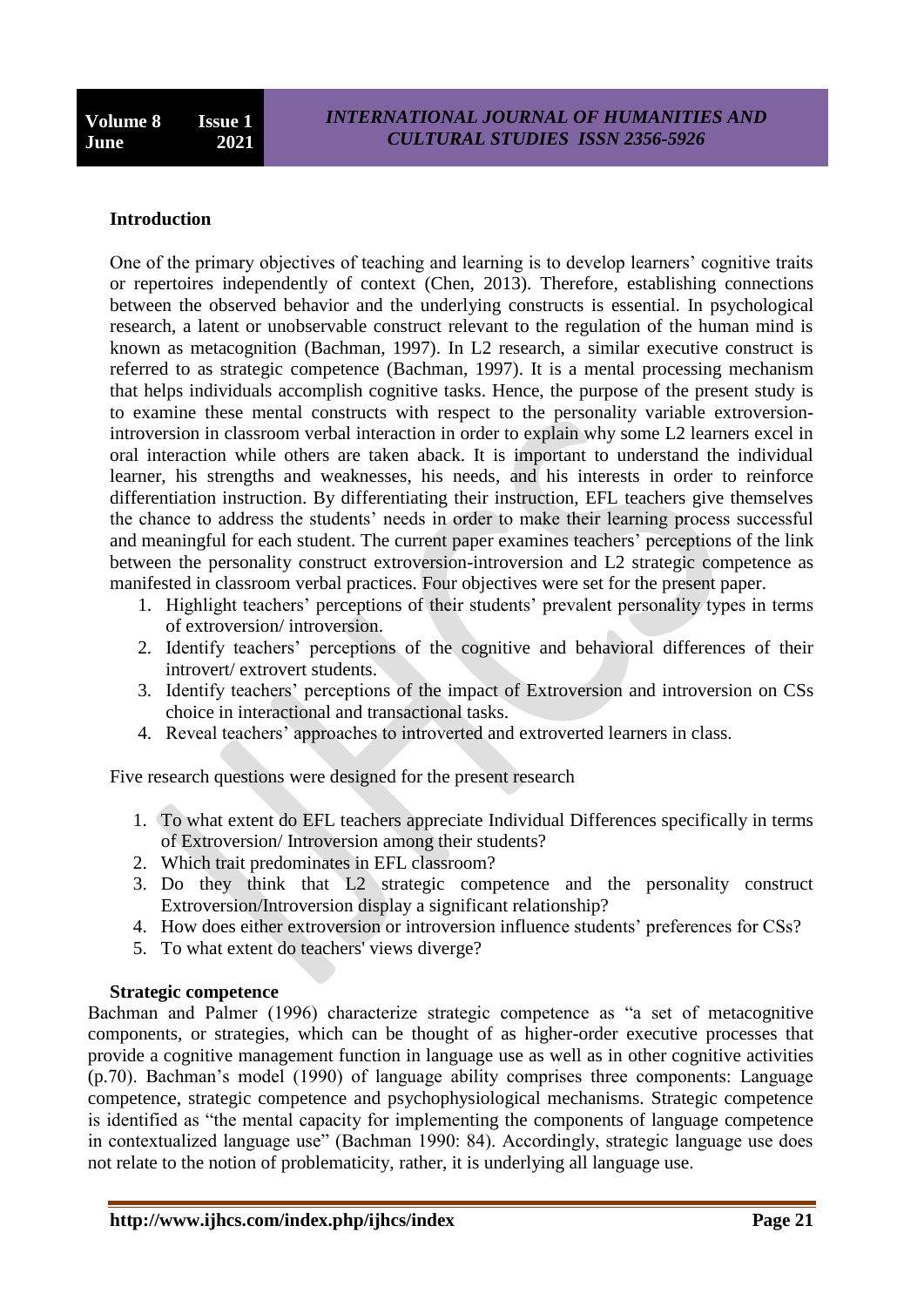## Introduction

One of the primary objectives of teaching and learning is to develop learners' cognitive traits or repertoires independently of context (Chen, 2013). Therefore, establishing connections between the observed behavior and the underlying constructs is essential. In psychological research, a latent or unobservable construct relevant to the regulation of the human mind is known as metacognition (Bachman, 1997). In L2 research, a similar executive construct is referred to as strategic competence (Bachman, 1997). It is a mental processing mechanism that helps individuals accomplish cognitive tasks. Hence, the purpose of the present study is to examine these mental constructs with respect to the personality variable extroversion-introversion in classroom verbal interaction in order to explain why some L2 learners excel in oral interaction while others are taken aback. It is important to understand the individual learner, his strengths and weaknesses, his needs, and his interests in order to reinforce differentiation instruction. By differentiating their instruction, EFL teachers give themselves the chance to address the students' needs in order to make their learning process successful and meaningful for each student. The current paper examines teachers' perceptions of the link between the personality construct extroversion-introversion and L2 strategic competence as manifested in classroom verbal practices. Four objectives were set for the present paper.

1. Highlight teachers' perceptions of their students' prevalent personality types in terms of extroversion/ introversion.
2. Identify teachers' perceptions of the cognitive and behavioral differences of their introvert/ extrovert students.
3. Identify teachers' perceptions of the impact of Extroversion and introversion on CSs choice in interactional and transactional tasks.
4. Reveal teachers' approaches to introverted and extroverted learners in class.

Five research questions were designed for the present research

1. To what extent do EFL teachers appreciate Individual Differences specifically in terms of Extroversion/ Introversion among their students?
2. Which trait predominates in EFL classroom?
3. Do they think that L2 strategic competence and the personality construct Extroversion/Introversion display a significant relationship?
4. How does either extroversion or introversion influence students' preferences for CSs?
5. To what extent do teachers' views diverge?

### Strategic competence

Bachman and Palmer (1996) characterize strategic competence as "a set of metacognitive components, or strategies, which can be thought of as higher-order executive processes that provide a cognitive management function in language use as well as in other cognitive activities (p.70). Bachman's model (1990) of language ability comprises three components: Language competence, strategic competence and psychophysiological mechanisms. Strategic competence is identified as "the mental capacity for implementing the components of language competence in contextualized language use" (Bachman 1990: 84). Accordingly, strategic language use does not relate to the notion of problematicity, rather, it is underlying all language use.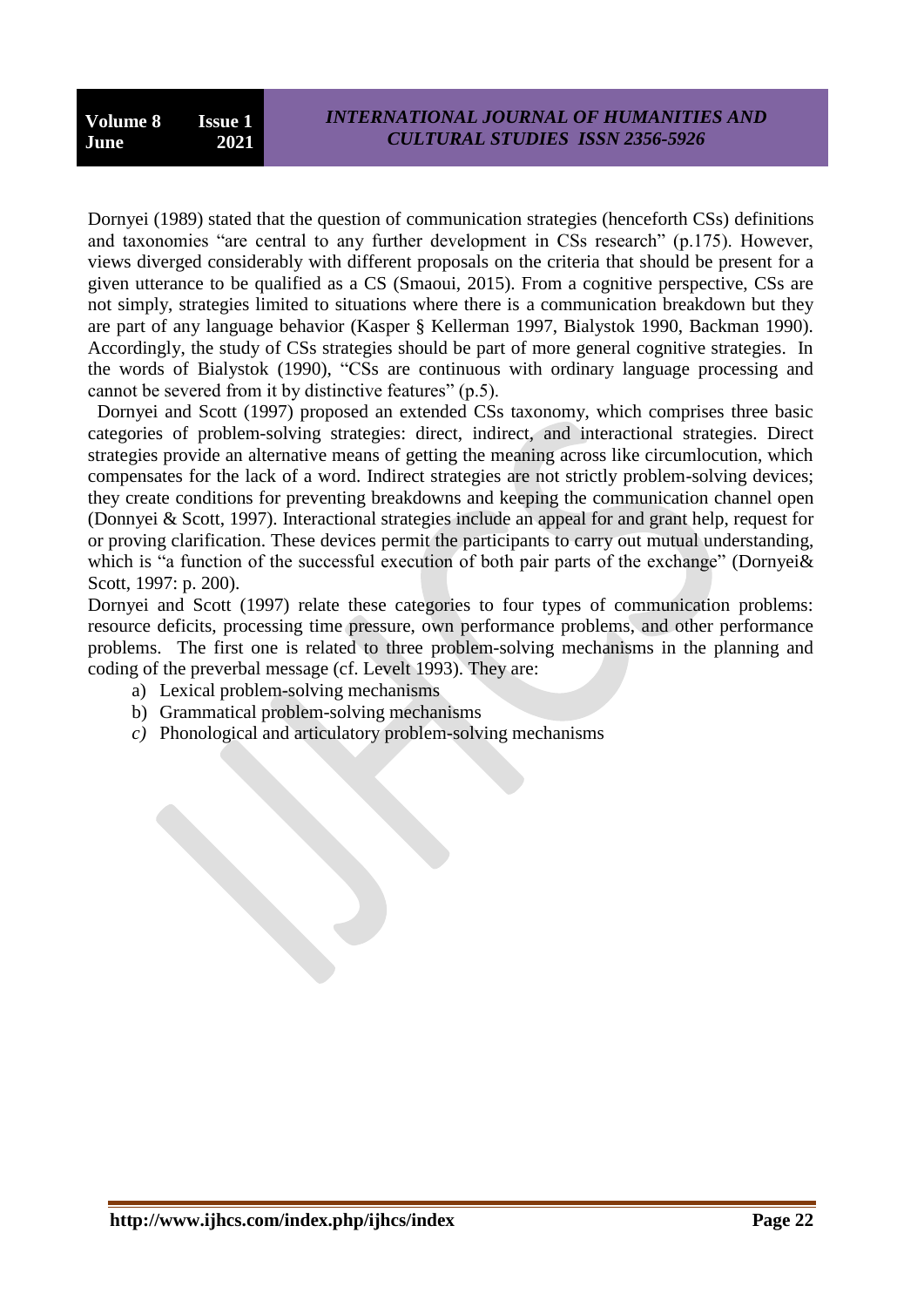Dornyei (1989) stated that the question of communication strategies (henceforth CSs) definitions and taxonomies "are central to any further development in CSs research" (p.175). However, views diverged considerably with different proposals on the criteria that should be present for a given utterance to be qualified as a CS (Smaoui, 2015). From a cognitive perspective, CSs are not simply, strategies limited to situations where there is a communication breakdown but they are part of any language behavior (Kasper § Kellerman 1997, Bialystok 1990, Backman 1990). Accordingly, the study of CSs strategies should be part of more general cognitive strategies. In the words of Bialystok (1990), "CSs are continuous with ordinary language processing and cannot be severed from it by distinctive features" (p.5).

Dornyei and Scott (1997) proposed an extended CSs taxonomy, which comprises three basic categories of problem-solving strategies: direct, indirect, and interactional strategies. Direct strategies provide an alternative means of getting the meaning across like circumlocution, which compensates for the lack of a word. Indirect strategies are not strictly problem-solving devices; they create conditions for preventing breakdowns and keeping the communication channel open (Donnyei & Scott, 1997). Interactional strategies include an appeal for and grant help, request for or proving clarification. These devices permit the participants to carry out mutual understanding, which is "a function of the successful execution of both pair parts of the exchange" (Dornyei& Scott, 1997: p. 200).

Dornyei and Scott (1997) relate these categories to four types of communication problems: resource deficits, processing time pressure, own performance problems, and other performance problems. The first one is related to three problem-solving mechanisms in the planning and coding of the preverbal message (cf. Levelt 1993). They are:

a) Lexical problem-solving mechanisms
b) Grammatical problem-solving mechanisms
*c)* Phonological and articulatory problem-solving mechanisms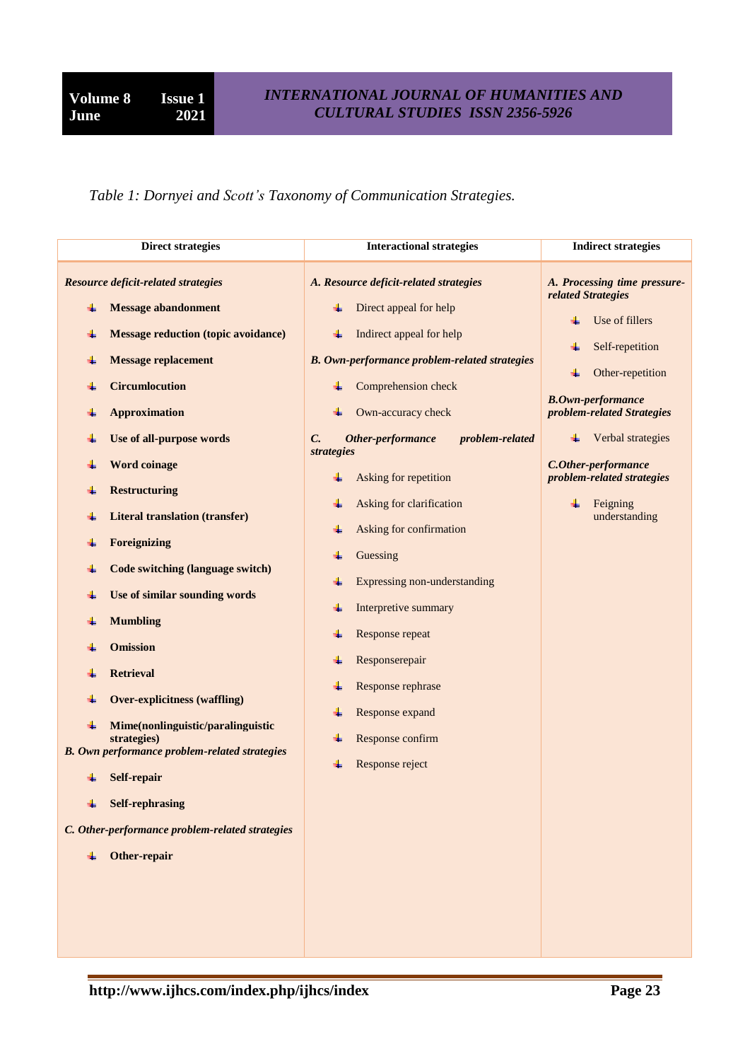*Table 1: Dornyei and Scott's Taxonomy of Communication Strategies.*

| Direct strategies | Interactional strategies | Indirect strategies |
|---|---|---|
| ***Resource deficit-related strategies*** | ***A. Resource deficit-related strategies*** | ***A. Processing time pressure-related Strategies*** |
| **Message abandonment** | Direct appeal for help | Use of fillers |
| **Message reduction (topic avoidance)** | Indirect appeal for help | Self-repetition |
| **Message replacement** | ***B. Own-performance problem-related strategies*** | Other-repetition |
| **Circumlocution** | Comprehension check | ***B.Own-performance problem-related Strategies*** |
| **Approximation** | Own-accuracy check | Verbal strategies |
| **Use of all-purpose words** | ***C. Other-performance problem-related strategies*** | ***C.Other-performance problem-related strategies*** |
| **Word coinage** | Asking for repetition | Feigning understanding |
| **Restructuring** | Asking for clarification | |
| **Literal translation (transfer)** | Asking for confirmation | |
| **Foreignizing** | Guessing | |
| **Code switching (language switch)** | Expressing non-understanding | |
| **Use of similar sounding words** | Interpretive summary | |
| **Mumbling** | Response repeat | |
| **Omission** | Responserepair | |
| **Retrieval** | Response rephrase | |
| **Over-explicitness (waffling)** | Response expand | |
| **Mime(nonlinguistic/paralinguistic strategies)** | Response confirm | |
| ***B. Own performance problem-related strategies*** | Response reject | |
| **Self-repair** | | |
| **Self-rephrasing** | | |
| ***C. Other-performance problem-related strategies*** | | |
| **Other-repair** | | |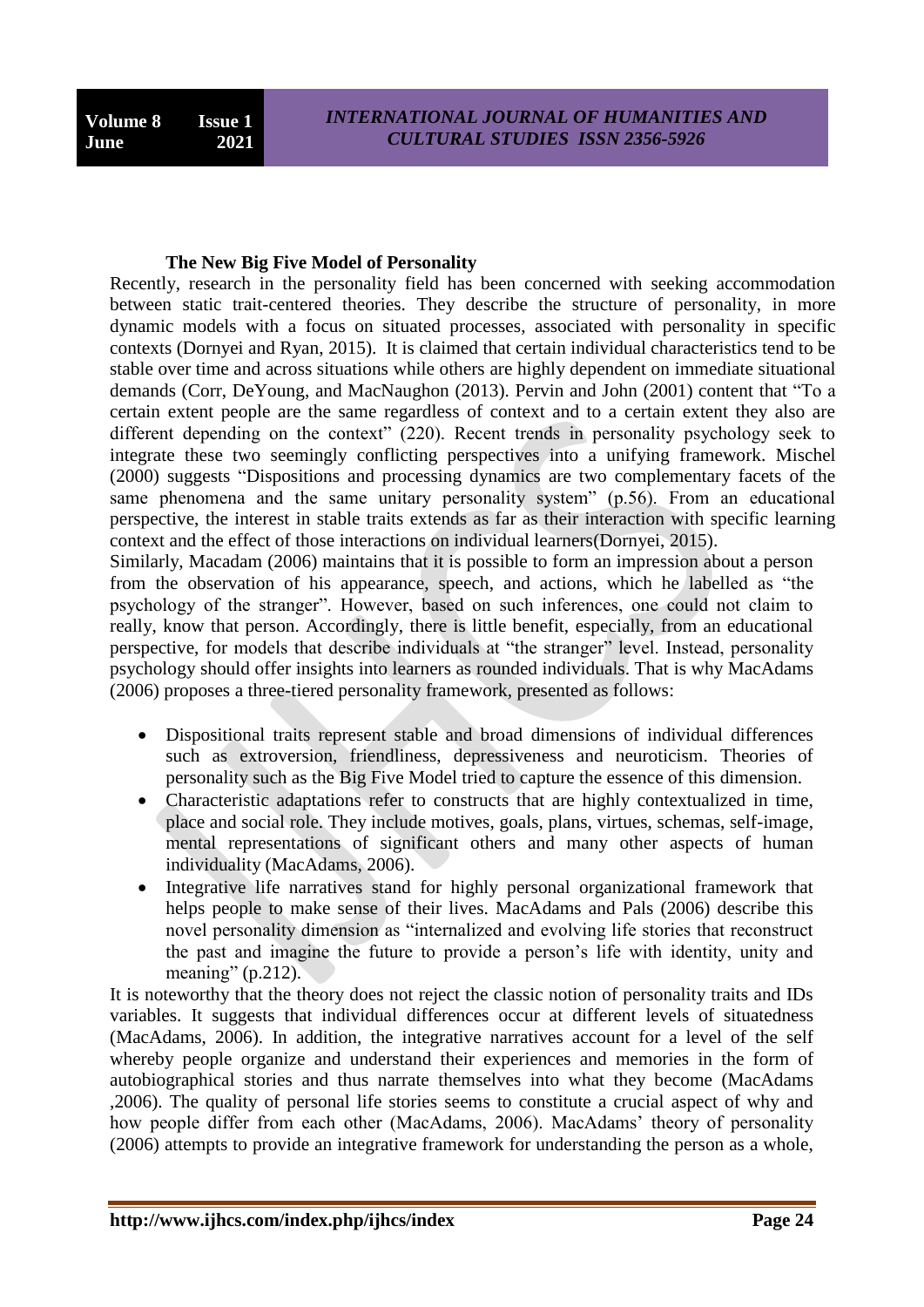### The New Big Five Model of Personality

Recently, research in the personality field has been concerned with seeking accommodation between static trait-centered theories. They describe the structure of personality, in more dynamic models with a focus on situated processes, associated with personality in specific contexts (Dornyei and Ryan, 2015). It is claimed that certain individual characteristics tend to be stable over time and across situations while others are highly dependent on immediate situational demands (Corr, DeYoung, and MacNaughon (2013). Pervin and John (2001) content that "To a certain extent people are the same regardless of context and to a certain extent they also are different depending on the context" (220). Recent trends in personality psychology seek to integrate these two seemingly conflicting perspectives into a unifying framework. Mischel (2000) suggests "Dispositions and processing dynamics are two complementary facets of the same phenomena and the same unitary personality system" (p.56). From an educational perspective, the interest in stable traits extends as far as their interaction with specific learning context and the effect of those interactions on individual learners(Dornyei, 2015).

Similarly, Macadam (2006) maintains that it is possible to form an impression about a person from the observation of his appearance, speech, and actions, which he labelled as "the psychology of the stranger". However, based on such inferences, one could not claim to really, know that person. Accordingly, there is little benefit, especially, from an educational perspective, for models that describe individuals at "the stranger" level. Instead, personality psychology should offer insights into learners as rounded individuals. That is why MacAdams (2006) proposes a three-tiered personality framework, presented as follows:

- Dispositional traits represent stable and broad dimensions of individual differences such as extroversion, friendliness, depressiveness and neuroticism. Theories of personality such as the Big Five Model tried to capture the essence of this dimension.
- Characteristic adaptations refer to constructs that are highly contextualized in time, place and social role. They include motives, goals, plans, virtues, schemas, self-image, mental representations of significant others and many other aspects of human individuality (MacAdams, 2006).
- Integrative life narratives stand for highly personal organizational framework that helps people to make sense of their lives. MacAdams and Pals (2006) describe this novel personality dimension as "internalized and evolving life stories that reconstruct the past and imagine the future to provide a person's life with identity, unity and meaning" (p.212).

It is noteworthy that the theory does not reject the classic notion of personality traits and IDs variables. It suggests that individual differences occur at different levels of situatedness (MacAdams, 2006). In addition, the integrative narratives account for a level of the self whereby people organize and understand their experiences and memories in the form of autobiographical stories and thus narrate themselves into what they become (MacAdams ,2006). The quality of personal life stories seems to constitute a crucial aspect of why and how people differ from each other (MacAdams, 2006). MacAdams' theory of personality (2006) attempts to provide an integrative framework for understanding the person as a whole,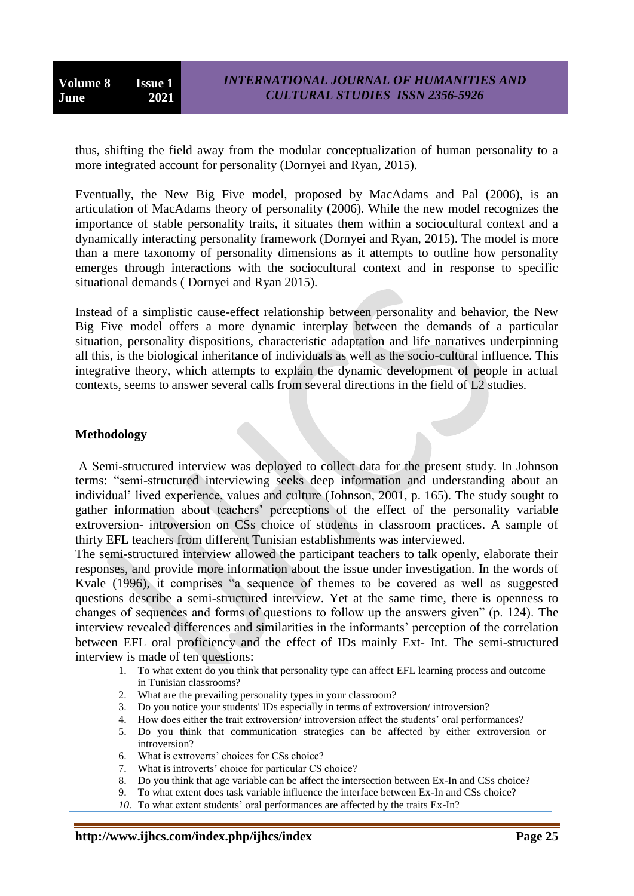thus, shifting the field away from the modular conceptualization of human personality to a more integrated account for personality (Dornyei and Ryan, 2015).

Eventually, the New Big Five model, proposed by MacAdams and Pal (2006), is an articulation of MacAdams theory of personality (2006). While the new model recognizes the importance of stable personality traits, it situates them within a sociocultural context and a dynamically interacting personality framework (Dornyei and Ryan, 2015). The model is more than a mere taxonomy of personality dimensions as it attempts to outline how personality emerges through interactions with the sociocultural context and in response to specific situational demands ( Dornyei and Ryan 2015).

Instead of a simplistic cause-effect relationship between personality and behavior, the New Big Five model offers a more dynamic interplay between the demands of a particular situation, personality dispositions, characteristic adaptation and life narratives underpinning all this, is the biological inheritance of individuals as well as the socio-cultural influence. This integrative theory, which attempts to explain the dynamic development of people in actual contexts, seems to answer several calls from several directions in the field of L2 studies.

## Methodology

A Semi-structured interview was deployed to collect data for the present study. In Johnson terms: "semi-structured interviewing seeks deep information and understanding about an individual' lived experience, values and culture (Johnson, 2001, p. 165). The study sought to gather information about teachers' perceptions of the effect of the personality variable extroversion- introversion on CSs choice of students in classroom practices. A sample of thirty EFL teachers from different Tunisian establishments was interviewed.

The semi-structured interview allowed the participant teachers to talk openly, elaborate their responses, and provide more information about the issue under investigation. In the words of Kvale (1996), it comprises "a sequence of themes to be covered as well as suggested questions describe a semi-structured interview. Yet at the same time, there is openness to changes of sequences and forms of questions to follow up the answers given" (p. 124). The interview revealed differences and similarities in the informants' perception of the correlation between EFL oral proficiency and the effect of IDs mainly Ext- Int. The semi-structured interview is made of ten questions:

1. To what extent do you think that personality type can affect EFL learning process and outcome in Tunisian classrooms?
2. What are the prevailing personality types in your classroom?
3. Do you notice your students' IDs especially in terms of extroversion/ introversion?
4. How does either the trait extroversion/ introversion affect the students' oral performances?
5. Do you think that communication strategies can be affected by either extroversion or introversion?
6. What is extroverts' choices for CSs choice?
7. What is introverts' choice for particular CS choice?
8. Do you think that age variable can be affect the intersection between Ex-In and CSs choice?
9. To what extent does task variable influence the interface between Ex-In and CSs choice?
10. To what extent students' oral performances are affected by the traits Ex-In?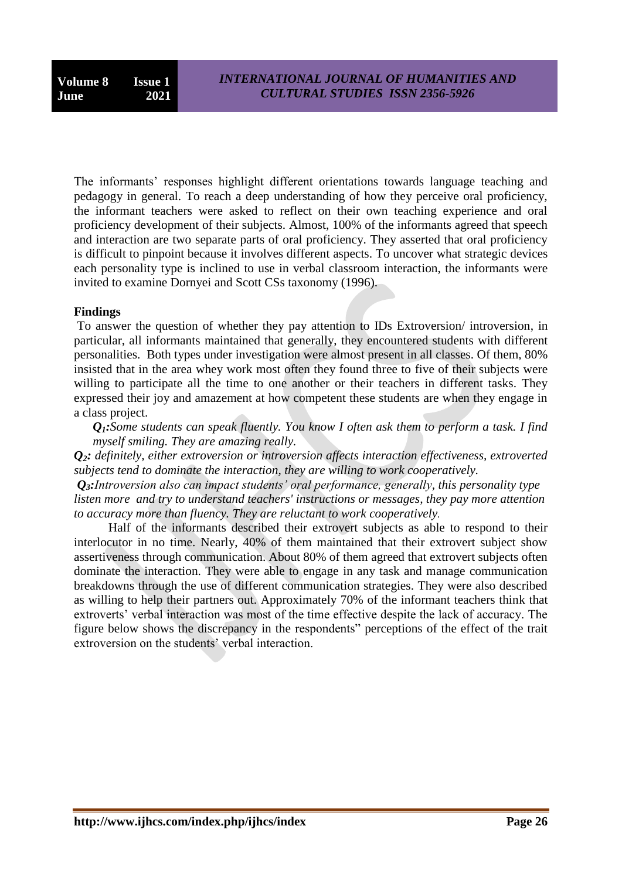The informants' responses highlight different orientations towards language teaching and pedagogy in general. To reach a deep understanding of how they perceive oral proficiency, the informant teachers were asked to reflect on their own teaching experience and oral proficiency development of their subjects. Almost, 100% of the informants agreed that speech and interaction are two separate parts of oral proficiency. They asserted that oral proficiency is difficult to pinpoint because it involves different aspects. To uncover what strategic devices each personality type is inclined to use in verbal classroom interaction, the informants were invited to examine Dornyei and Scott CSs taxonomy (1996).

**Findings**

To answer the question of whether they pay attention to IDs Extroversion/ introversion, in particular, all informants maintained that generally, they encountered students with different personalities. Both types under investigation were almost present in all classes. Of them, 80% insisted that in the area whey work most often they found three to five of their subjects were willing to participate all the time to one another or their teachers in different tasks. They expressed their joy and amazement at how competent these students are when they engage in a class project.

***Q₁:****Some students can speak fluently. You know I often ask them to perform a task. I find myself smiling. They are amazing really.*

***Q₂:*** *definitely, either extroversion or introversion affects interaction effectiveness, extroverted subjects tend to dominate the interaction, they are willing to work cooperatively.*

***Q₃:****Introversion also can impact students' oral performance, generally, this personality type listen more and try to understand teachers' instructions or messages, they pay more attention to accuracy more than fluency. They are reluctant to work cooperatively.*

Half of the informants described their extrovert subjects as able to respond to their interlocutor in no time. Nearly, 40% of them maintained that their extrovert subject show assertiveness through communication. About 80% of them agreed that extrovert subjects often dominate the interaction. They were able to engage in any task and manage communication breakdowns through the use of different communication strategies. They were also described as willing to help their partners out. Approximately 70% of the informant teachers think that extroverts' verbal interaction was most of the time effective despite the lack of accuracy. The figure below shows the discrepancy in the respondents" perceptions of the effect of the trait extroversion on the students' verbal interaction.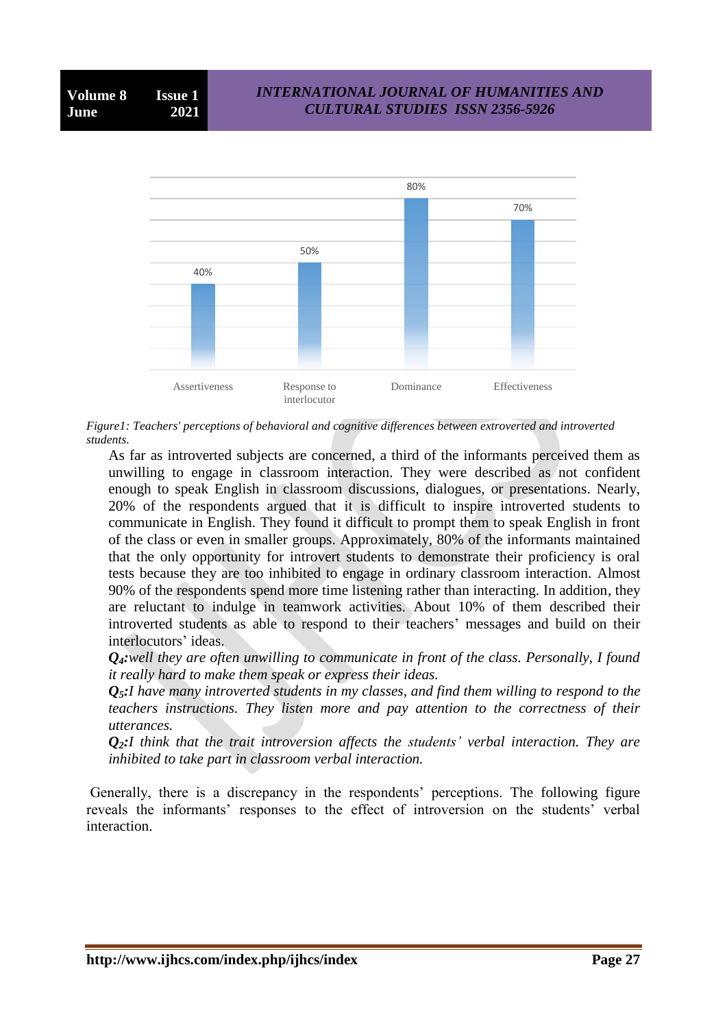| Assertiveness | Response to interlocutor | Dominance | Effectiveness |
|---|---|---|---|
| 40% | 50% | 80% | 70% |

*Figure1: Teachers' perceptions of behavioral and cognitive differences between extroverted and introverted students.*

As far as introverted subjects are concerned, a third of the informants perceived them as unwilling to engage in classroom interaction. They were described as not confident enough to speak English in classroom discussions, dialogues, or presentations. Nearly, 20% of the respondents argued that it is difficult to inspire introverted students to communicate in English. They found it difficult to prompt them to speak English in front of the class or even in smaller groups. Approximately, 80% of the informants maintained that the only opportunity for introvert students to demonstrate their proficiency is oral tests because they are too inhibited to engage in ordinary classroom interaction. Almost 90% of the respondents spend more time listening rather than interacting. In addition, they are reluctant to indulge in teamwork activities. About 10% of them described their introverted students as able to respond to their teachers' messages and build on their interlocutors' ideas.

***$Q_4$*:***well they are often unwilling to communicate in front of the class. Personally, I found it really hard to make them speak or express their ideas.*

***$Q_5$*:***I have many introverted students in my classes, and find them willing to respond to the teachers instructions. They listen more and pay attention to the correctness of their utterances.*

***$Q_2$*:***I think that the trait introversion affects the students' verbal interaction. They are inhibited to take part in classroom verbal interaction.*

Generally, there is a discrepancy in the respondents' perceptions. The following figure reveals the informants' responses to the effect of introversion on the students' verbal interaction.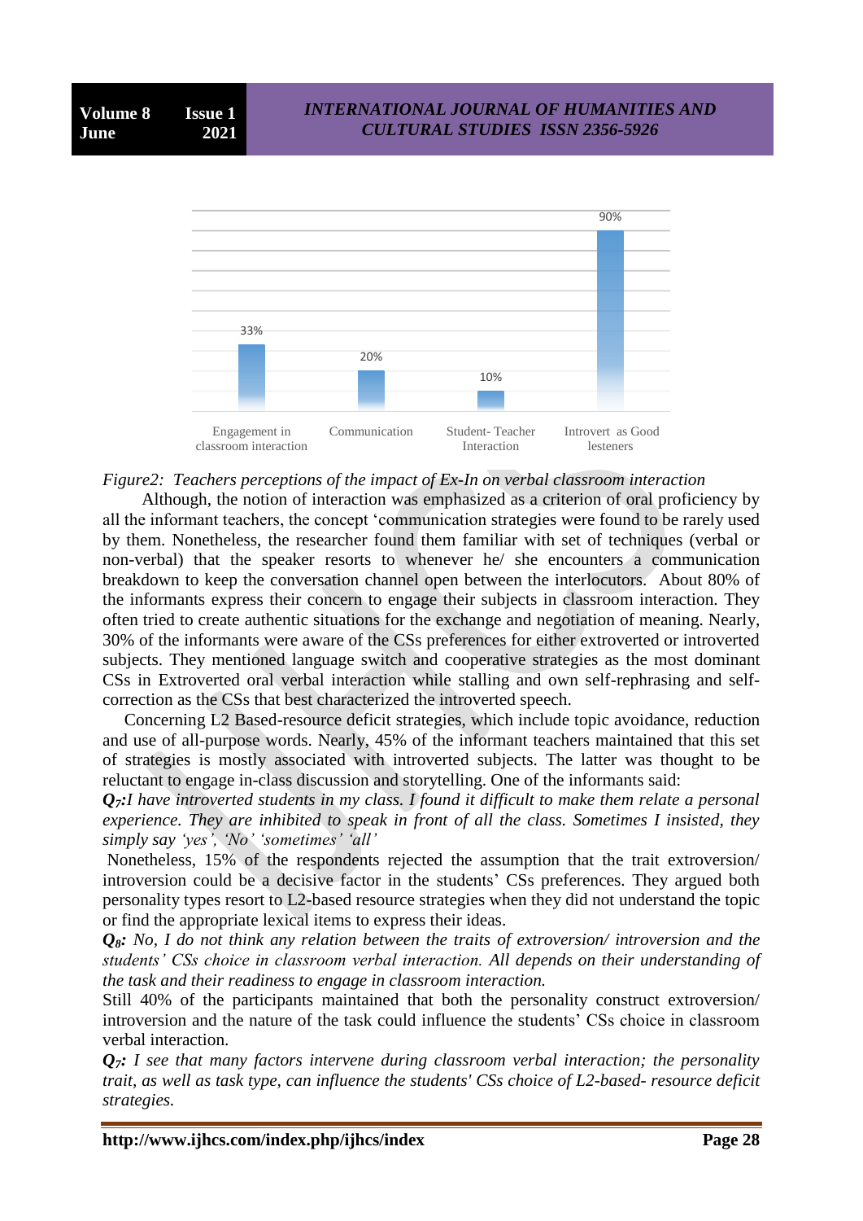| Engagement in classroom interaction | Communication | Student- Teacher Interaction | Introvert as Good lesteners |
|---|---|---|---|
| 33% | 20% | 10% | 90% |

*Figure2: Teachers perceptions of the impact of Ex-In on verbal classroom interaction*

Although, the notion of interaction was emphasized as a criterion of oral proficiency by all the informant teachers, the concept 'communication strategies were found to be rarely used by them. Nonetheless, the researcher found them familiar with set of techniques (verbal or non-verbal) that the speaker resorts to whenever he/ she encounters a communication breakdown to keep the conversation channel open between the interlocutors. About 80% of the informants express their concern to engage their subjects in classroom interaction. They often tried to create authentic situations for the exchange and negotiation of meaning. Nearly, 30% of the informants were aware of the CSs preferences for either extroverted or introverted subjects. They mentioned language switch and cooperative strategies as the most dominant CSs in Extroverted oral verbal interaction while stalling and own self-rephrasing and self-correction as the CSs that best characterized the introverted speech.

Concerning L2 Based-resource deficit strategies, which include topic avoidance, reduction and use of all-purpose words. Nearly, 45% of the informant teachers maintained that this set of strategies is mostly associated with introverted subjects. The latter was thought to be reluctant to engage in-class discussion and storytelling. One of the informants said:

***Q₇:****I have introverted students in my class. I found it difficult to make them relate a personal experience. They are inhibited to speak in front of all the class. Sometimes I insisted, they simply say 'yes', 'No' 'sometimes' 'all'*

Nonetheless, 15% of the respondents rejected the assumption that the trait extroversion/ introversion could be a decisive factor in the students' CSs preferences. They argued both personality types resort to L2-based resource strategies when they did not understand the topic or find the appropriate lexical items to express their ideas.

***Q₈:*** *No, I do not think any relation between the traits of extroversion/ introversion and the students' CSs choice in classroom verbal interaction. All depends on their understanding of the task and their readiness to engage in classroom interaction.*

Still 40% of the participants maintained that both the personality construct extroversion/ introversion and the nature of the task could influence the students' CSs choice in classroom verbal interaction.

***Q₇:*** *I see that many factors intervene during classroom verbal interaction; the personality trait, as well as task type, can influence the students' CSs choice of L2-based- resource deficit strategies.*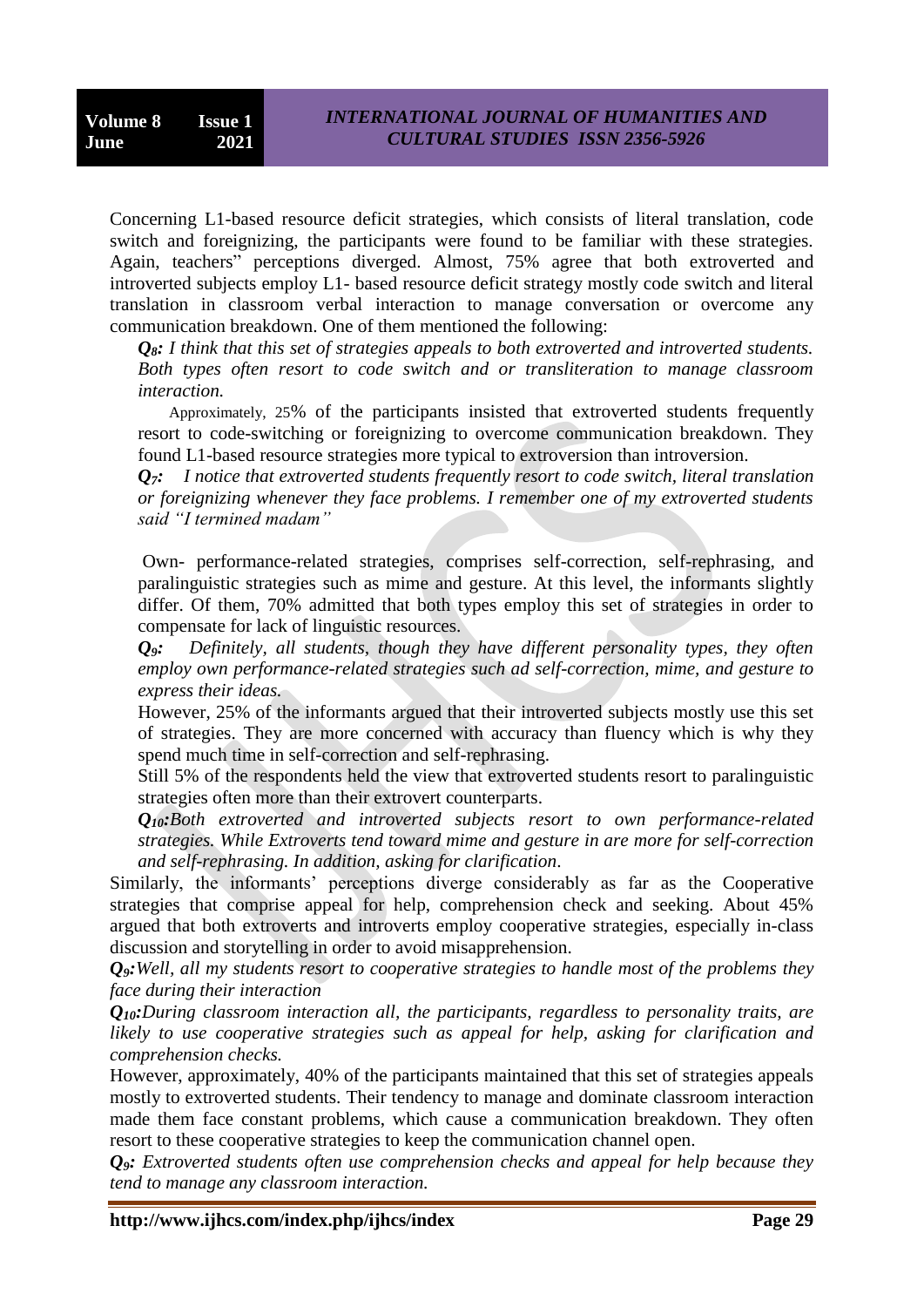Concerning L1-based resource deficit strategies, which consists of literal translation, code switch and foreignizing, the participants were found to be familiar with these strategies. Again, teachers" perceptions diverged. Almost, 75% agree that both extroverted and introverted subjects employ L1- based resource deficit strategy mostly code switch and literal translation in classroom verbal interaction to manage conversation or overcome any communication breakdown. One of them mentioned the following:

***Q₈:*** *I think that this set of strategies appeals to both extroverted and introverted students. Both types often resort to code switch and or transliteration to manage classroom interaction.*

Approximately, 25% of the participants insisted that extroverted students frequently resort to code-switching or foreignizing to overcome communication breakdown. They found L1-based resource strategies more typical to extroversion than introversion.

***Q₇:*** *I notice that extroverted students frequently resort to code switch, literal translation or foreignizing whenever they face problems. I remember one of my extroverted students said "I termined madam"*

Own- performance-related strategies, comprises self-correction, self-rephrasing, and paralinguistic strategies such as mime and gesture. At this level, the informants slightly differ. Of them, 70% admitted that both types employ this set of strategies in order to compensate for lack of linguistic resources.

***Q₉:*** *Definitely, all students, though they have different personality types, they often employ own performance-related strategies such ad self-correction, mime, and gesture to express their ideas.*

However, 25% of the informants argued that their introverted subjects mostly use this set of strategies. They are more concerned with accuracy than fluency which is why they spend much time in self-correction and self-rephrasing.

Still 5% of the respondents held the view that extroverted students resort to paralinguistic strategies often more than their extrovert counterparts.

***Q₁₀:****Both extroverted and introverted subjects resort to own performance-related strategies. While Extroverts tend toward mime and gesture in are more for self-correction and self-rephrasing. In addition, asking for clarification*.

Similarly, the informants' perceptions diverge considerably as far as the Cooperative strategies that comprise appeal for help, comprehension check and seeking. About 45% argued that both extroverts and introverts employ cooperative strategies, especially in-class discussion and storytelling in order to avoid misapprehension.

***Q₉:****Well, all my students resort to cooperative strategies to handle most of the problems they face during their interaction*

***Q₁₀:****During classroom interaction all, the participants, regardless to personality traits, are likely to use cooperative strategies such as appeal for help, asking for clarification and comprehension checks.*

However, approximately, 40% of the participants maintained that this set of strategies appeals mostly to extroverted students. Their tendency to manage and dominate classroom interaction made them face constant problems, which cause a communication breakdown. They often resort to these cooperative strategies to keep the communication channel open.

***Q₉:*** *Extroverted students often use comprehension checks and appeal for help because they tend to manage any classroom interaction.*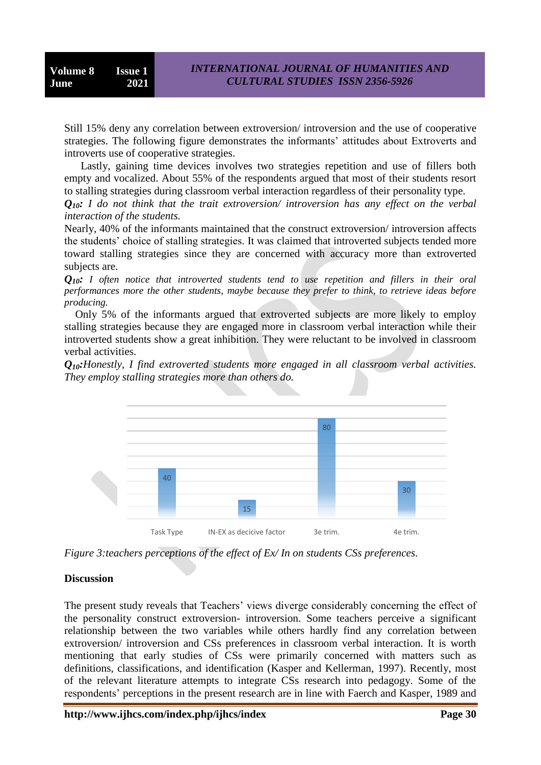Still 15% deny any correlation between extroversion/ introversion and the use of cooperative strategies. The following figure demonstrates the informants' attitudes about Extroverts and introverts use of cooperative strategies.

Lastly, gaining time devices involves two strategies repetition and use of fillers both empty and vocalized. About 55% of the respondents argued that most of their students resort to stalling strategies during classroom verbal interaction regardless of their personality type.

***Q₁₀:*** *I do not think that the trait extroversion/ introversion has any effect on the verbal interaction of the students.*

Nearly, 40% of the informants maintained that the construct extroversion/ introversion affects the students' choice of stalling strategies. It was claimed that introverted subjects tended more toward stalling strategies since they are concerned with accuracy more than extroverted subjects are.

***Q₁₀:*** *I often notice that introverted students tend to use repetition and fillers in their oral performances more the other students, maybe because they prefer to think, to retrieve ideas before producing.*

Only 5% of the informants argued that extroverted subjects are more likely to employ stalling strategies because they are engaged more in classroom verbal interaction while their introverted students show a great inhibition. They were reluctant to be involved in classroom verbal activities.

***Q₁₀:****Honestly, I find extroverted students more engaged in all classroom verbal activities. They employ stalling strategies more than others do.*

| Task Type | IN-EX as decicive factor | 3e trim. | 4e trim. |
|---|---|---|---|
| 40 | 15 | 80 | 30 |

*Figure 3:teachers perceptions of the effect of Ex/ In on students CSs preferences.*

**Discussion**

The present study reveals that Teachers' views diverge considerably concerning the effect of the personality construct extroversion- introversion. Some teachers perceive a significant relationship between the two variables while others hardly find any correlation between extroversion/ introversion and CSs preferences in classroom verbal interaction. It is worth mentioning that early studies of CSs were primarily concerned with matters such as definitions, classifications, and identification (Kasper and Kellerman, 1997). Recently, most of the relevant literature attempts to integrate CSs research into pedagogy. Some of the respondents' perceptions in the present research are in line with Faerch and Kasper, 1989 and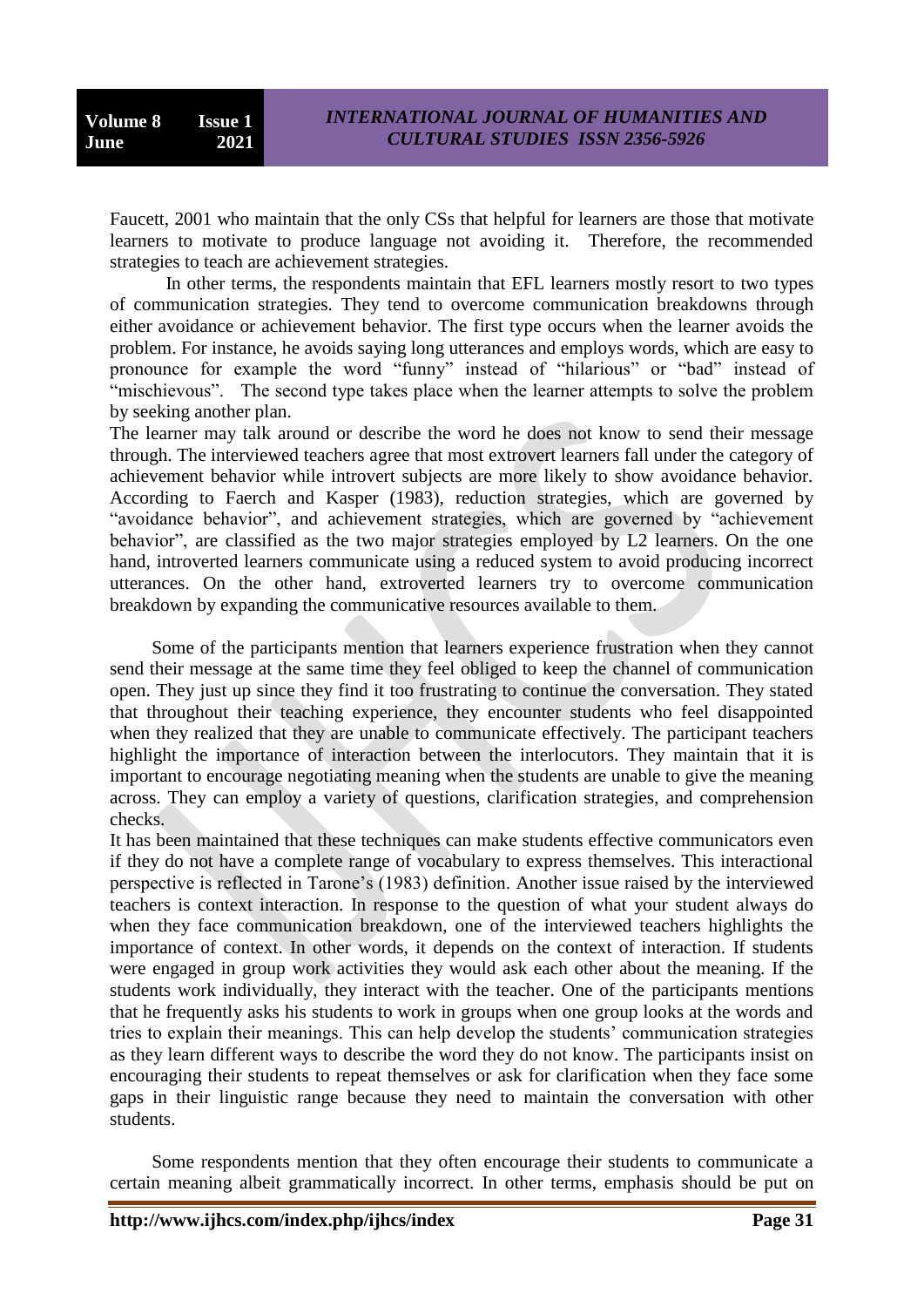Faucett, 2001 who maintain that the only CSs that helpful for learners are those that motivate learners to motivate to produce language not avoiding it. Therefore, the recommended strategies to teach are achievement strategies.

In other terms, the respondents maintain that EFL learners mostly resort to two types of communication strategies. They tend to overcome communication breakdowns through either avoidance or achievement behavior. The first type occurs when the learner avoids the problem. For instance, he avoids saying long utterances and employs words, which are easy to pronounce for example the word "funny" instead of "hilarious" or "bad" instead of "mischievous". The second type takes place when the learner attempts to solve the problem by seeking another plan.

The learner may talk around or describe the word he does not know to send their message through. The interviewed teachers agree that most extrovert learners fall under the category of achievement behavior while introvert subjects are more likely to show avoidance behavior. According to Faerch and Kasper (1983), reduction strategies, which are governed by "avoidance behavior", and achievement strategies, which are governed by "achievement behavior", are classified as the two major strategies employed by L2 learners. On the one hand, introverted learners communicate using a reduced system to avoid producing incorrect utterances. On the other hand, extroverted learners try to overcome communication breakdown by expanding the communicative resources available to them.

Some of the participants mention that learners experience frustration when they cannot send their message at the same time they feel obliged to keep the channel of communication open. They just up since they find it too frustrating to continue the conversation. They stated that throughout their teaching experience, they encounter students who feel disappointed when they realized that they are unable to communicate effectively. The participant teachers highlight the importance of interaction between the interlocutors. They maintain that it is important to encourage negotiating meaning when the students are unable to give the meaning across. They can employ a variety of questions, clarification strategies, and comprehension checks.

It has been maintained that these techniques can make students effective communicators even if they do not have a complete range of vocabulary to express themselves. This interactional perspective is reflected in Tarone's (1983) definition. Another issue raised by the interviewed teachers is context interaction. In response to the question of what your student always do when they face communication breakdown, one of the interviewed teachers highlights the importance of context. In other words, it depends on the context of interaction. If students were engaged in group work activities they would ask each other about the meaning. If the students work individually, they interact with the teacher. One of the participants mentions that he frequently asks his students to work in groups when one group looks at the words and tries to explain their meanings. This can help develop the students' communication strategies as they learn different ways to describe the word they do not know. The participants insist on encouraging their students to repeat themselves or ask for clarification when they face some gaps in their linguistic range because they need to maintain the conversation with other students.

Some respondents mention that they often encourage their students to communicate a certain meaning albeit grammatically incorrect. In other terms, emphasis should be put on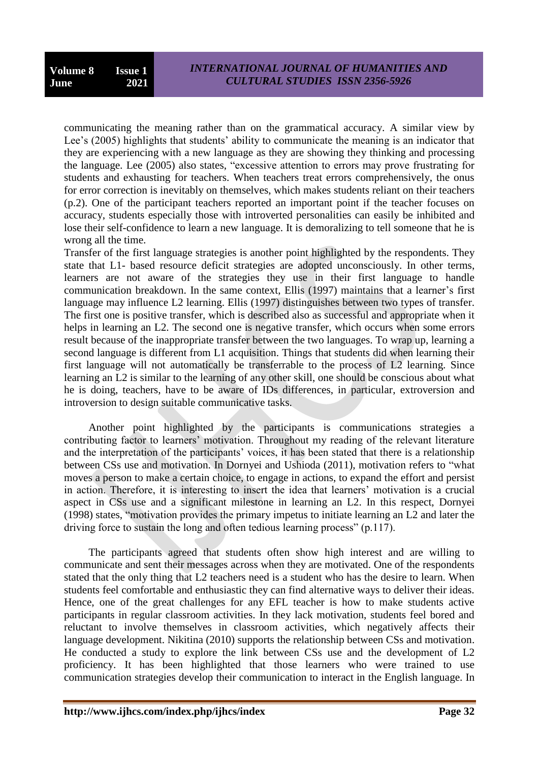communicating the meaning rather than on the grammatical accuracy. A similar view by Lee's (2005) highlights that students' ability to communicate the meaning is an indicator that they are experiencing with a new language as they are showing they thinking and processing the language. Lee (2005) also states, "excessive attention to errors may prove frustrating for students and exhausting for teachers. When teachers treat errors comprehensively, the onus for error correction is inevitably on themselves, which makes students reliant on their teachers (p.2). One of the participant teachers reported an important point if the teacher focuses on accuracy, students especially those with introverted personalities can easily be inhibited and lose their self-confidence to learn a new language. It is demoralizing to tell someone that he is wrong all the time.

Transfer of the first language strategies is another point highlighted by the respondents. They state that L1- based resource deficit strategies are adopted unconsciously. In other terms, learners are not aware of the strategies they use in their first language to handle communication breakdown. In the same context, Ellis (1997) maintains that a learner's first language may influence L2 learning. Ellis (1997) distinguishes between two types of transfer. The first one is positive transfer, which is described also as successful and appropriate when it helps in learning an L2. The second one is negative transfer, which occurs when some errors result because of the inappropriate transfer between the two languages. To wrap up, learning a second language is different from L1 acquisition. Things that students did when learning their first language will not automatically be transferrable to the process of L2 learning. Since learning an L2 is similar to the learning of any other skill, one should be conscious about what he is doing, teachers, have to be aware of IDs differences, in particular, extroversion and introversion to design suitable communicative tasks.

Another point highlighted by the participants is communications strategies a contributing factor to learners' motivation. Throughout my reading of the relevant literature and the interpretation of the participants' voices, it has been stated that there is a relationship between CSs use and motivation. In Dornyei and Ushioda (2011), motivation refers to "what moves a person to make a certain choice, to engage in actions, to expand the effort and persist in action. Therefore, it is interesting to insert the idea that learners' motivation is a crucial aspect in CSs use and a significant milestone in learning an L2. In this respect, Dornyei (1998) states, "motivation provides the primary impetus to initiate learning an L2 and later the driving force to sustain the long and often tedious learning process" (p.117).

The participants agreed that students often show high interest and are willing to communicate and sent their messages across when they are motivated. One of the respondents stated that the only thing that L2 teachers need is a student who has the desire to learn. When students feel comfortable and enthusiastic they can find alternative ways to deliver their ideas. Hence, one of the great challenges for any EFL teacher is how to make students active participants in regular classroom activities. In they lack motivation, students feel bored and reluctant to involve themselves in classroom activities, which negatively affects their language development. Nikitina (2010) supports the relationship between CSs and motivation. He conducted a study to explore the link between CSs use and the development of L2 proficiency. It has been highlighted that those learners who were trained to use communication strategies develop their communication to interact in the English language. In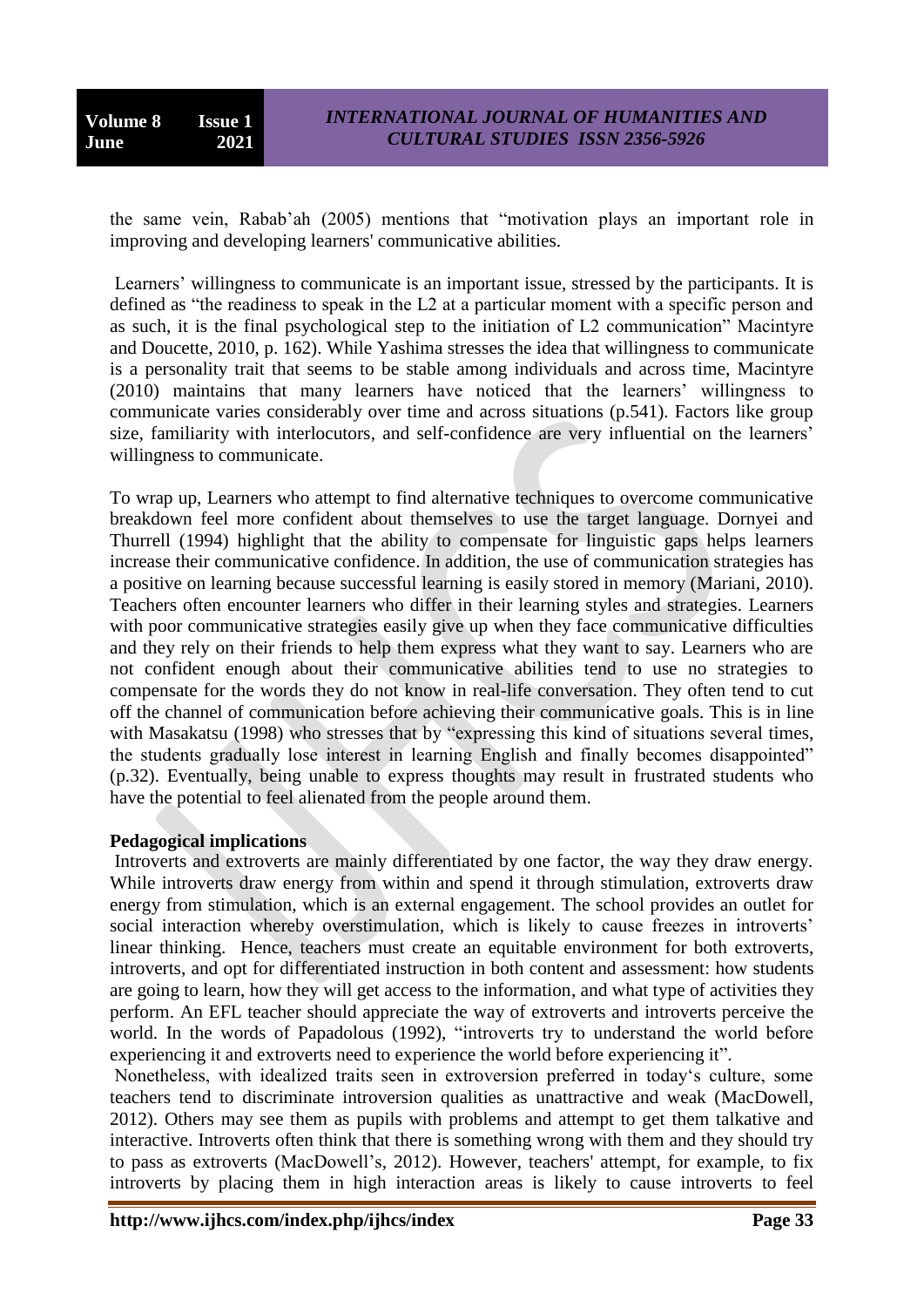the same vein, Rabab'ah (2005) mentions that "motivation plays an important role in improving and developing learners' communicative abilities.

Learners' willingness to communicate is an important issue, stressed by the participants. It is defined as "the readiness to speak in the L2 at a particular moment with a specific person and as such, it is the final psychological step to the initiation of L2 communication" Macintyre and Doucette, 2010, p. 162). While Yashima stresses the idea that willingness to communicate is a personality trait that seems to be stable among individuals and across time, Macintyre (2010) maintains that many learners have noticed that the learners' willingness to communicate varies considerably over time and across situations (p.541). Factors like group size, familiarity with interlocutors, and self-confidence are very influential on the learners' willingness to communicate.

To wrap up, Learners who attempt to find alternative techniques to overcome communicative breakdown feel more confident about themselves to use the target language. Dornyei and Thurrell (1994) highlight that the ability to compensate for linguistic gaps helps learners increase their communicative confidence. In addition, the use of communication strategies has a positive on learning because successful learning is easily stored in memory (Mariani, 2010). Teachers often encounter learners who differ in their learning styles and strategies. Learners with poor communicative strategies easily give up when they face communicative difficulties and they rely on their friends to help them express what they want to say. Learners who are not confident enough about their communicative abilities tend to use no strategies to compensate for the words they do not know in real-life conversation. They often tend to cut off the channel of communication before achieving their communicative goals. This is in line with Masakatsu (1998) who stresses that by "expressing this kind of situations several times, the students gradually lose interest in learning English and finally becomes disappointed" (p.32). Eventually, being unable to express thoughts may result in frustrated students who have the potential to feel alienated from the people around them.

**Pedagogical implications**

Introverts and extroverts are mainly differentiated by one factor, the way they draw energy. While introverts draw energy from within and spend it through stimulation, extroverts draw energy from stimulation, which is an external engagement. The school provides an outlet for social interaction whereby overstimulation, which is likely to cause freezes in introverts' linear thinking. Hence, teachers must create an equitable environment for both extroverts, introverts, and opt for differentiated instruction in both content and assessment: how students are going to learn, how they will get access to the information, and what type of activities they perform. An EFL teacher should appreciate the way of extroverts and introverts perceive the world. In the words of Papadolous (1992), "introverts try to understand the world before experiencing it and extroverts need to experience the world before experiencing it".

Nonetheless, with idealized traits seen in extroversion preferred in today's culture, some teachers tend to discriminate introversion qualities as unattractive and weak (MacDowell, 2012). Others may see them as pupils with problems and attempt to get them talkative and interactive. Introverts often think that there is something wrong with them and they should try to pass as extroverts (MacDowell's, 2012). However, teachers' attempt, for example, to fix introverts by placing them in high interaction areas is likely to cause introverts to feel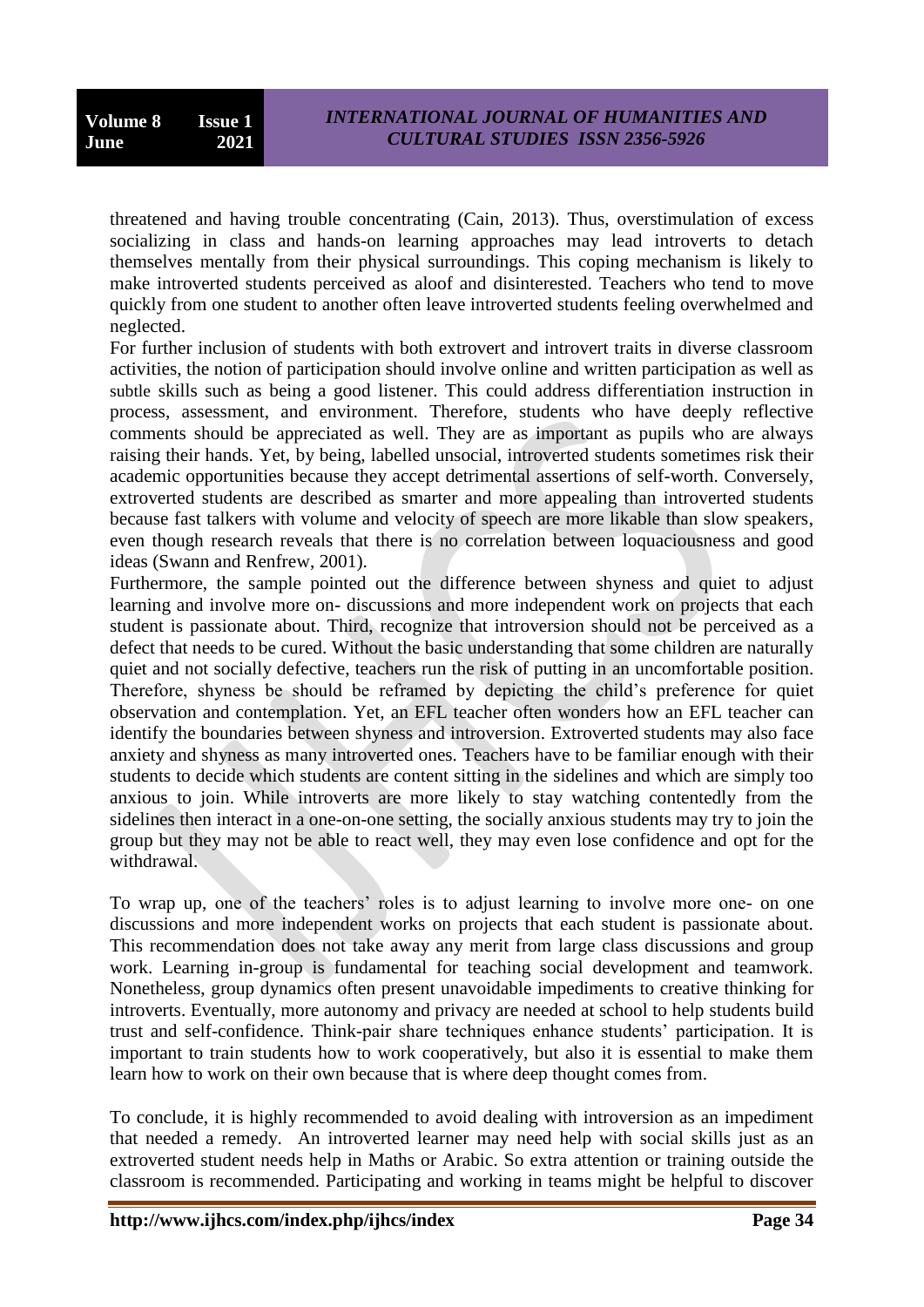threatened and having trouble concentrating (Cain, 2013). Thus, overstimulation of excess socializing in class and hands-on learning approaches may lead introverts to detach themselves mentally from their physical surroundings. This coping mechanism is likely to make introverted students perceived as aloof and disinterested. Teachers who tend to move quickly from one student to another often leave introverted students feeling overwhelmed and neglected.

For further inclusion of students with both extrovert and introvert traits in diverse classroom activities, the notion of participation should involve online and written participation as well as subtle skills such as being a good listener. This could address differentiation instruction in process, assessment, and environment. Therefore, students who have deeply reflective comments should be appreciated as well. They are as important as pupils who are always raising their hands. Yet, by being, labelled unsocial, introverted students sometimes risk their academic opportunities because they accept detrimental assertions of self-worth. Conversely, extroverted students are described as smarter and more appealing than introverted students because fast talkers with volume and velocity of speech are more likable than slow speakers, even though research reveals that there is no correlation between loquaciousness and good ideas (Swann and Renfrew, 2001).

Furthermore, the sample pointed out the difference between shyness and quiet to adjust learning and involve more on- discussions and more independent work on projects that each student is passionate about. Third, recognize that introversion should not be perceived as a defect that needs to be cured. Without the basic understanding that some children are naturally quiet and not socially defective, teachers run the risk of putting in an uncomfortable position. Therefore, shyness be should be reframed by depicting the child's preference for quiet observation and contemplation. Yet, an EFL teacher often wonders how an EFL teacher can identify the boundaries between shyness and introversion. Extroverted students may also face anxiety and shyness as many introverted ones. Teachers have to be familiar enough with their students to decide which students are content sitting in the sidelines and which are simply too anxious to join. While introverts are more likely to stay watching contentedly from the sidelines then interact in a one-on-one setting, the socially anxious students may try to join the group but they may not be able to react well, they may even lose confidence and opt for the withdrawal.

To wrap up, one of the teachers' roles is to adjust learning to involve more one- on one discussions and more independent works on projects that each student is passionate about. This recommendation does not take away any merit from large class discussions and group work. Learning in-group is fundamental for teaching social development and teamwork. Nonetheless, group dynamics often present unavoidable impediments to creative thinking for introverts. Eventually, more autonomy and privacy are needed at school to help students build trust and self-confidence. Think-pair share techniques enhance students' participation. It is important to train students how to work cooperatively, but also it is essential to make them learn how to work on their own because that is where deep thought comes from.

To conclude, it is highly recommended to avoid dealing with introversion as an impediment that needed a remedy. An introverted learner may need help with social skills just as an extroverted student needs help in Maths or Arabic. So extra attention or training outside the classroom is recommended. Participating and working in teams might be helpful to discover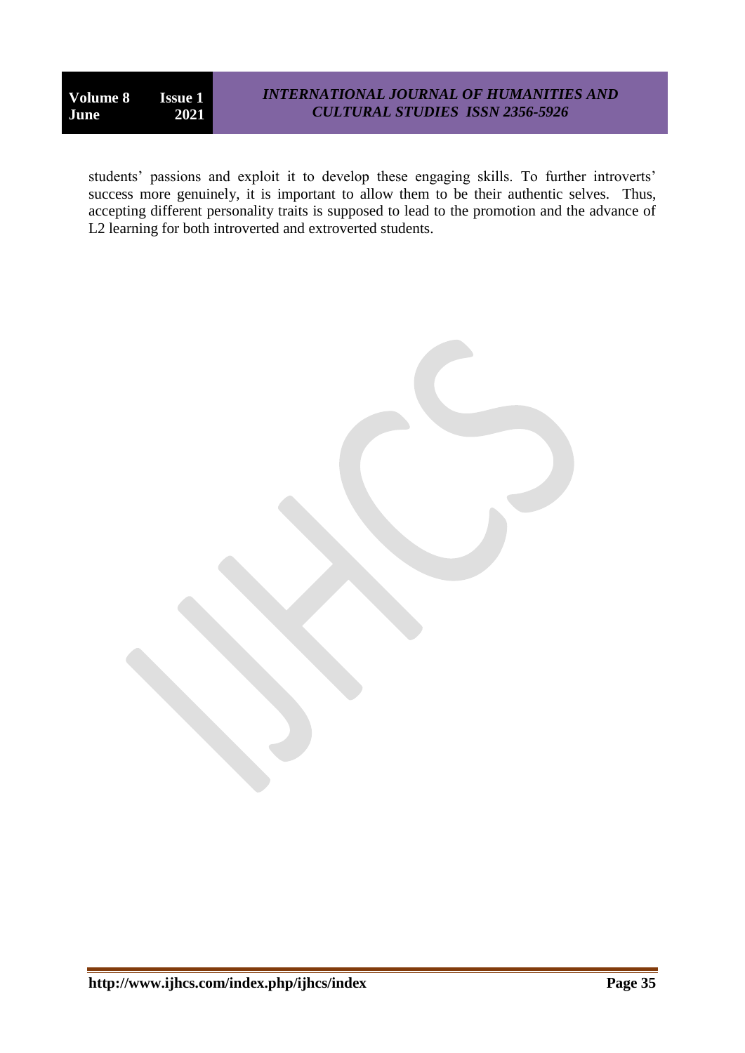students' passions and exploit it to develop these engaging skills. To further introverts' success more genuinely, it is important to allow them to be their authentic selves. Thus, accepting different personality traits is supposed to lead to the promotion and the advance of L2 learning for both introverted and extroverted students.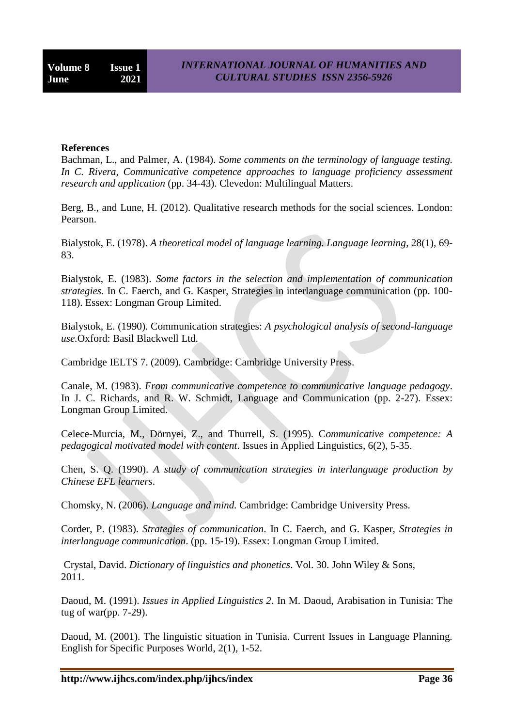**References**

Bachman, L., and Palmer, A. (1984). *Some comments on the terminology of language testing. In C. Rivera, Communicative competence approaches to language proficiency assessment research and application* (pp. 34-43). Clevedon: Multilingual Matters.

Berg, B., and Lune, H. (2012). Qualitative research methods for the social sciences. London: Pearson.

Bialystok, E. (1978). *A theoretical model of language learning. Language learning*, 28(1), 69-83.

Bialystok, E. (1983). *Some factors in the selection and implementation of communication strategies.* In C. Faerch, and G. Kasper, Strategies in interlanguage communication (pp. 100-118). Essex: Longman Group Limited.

Bialystok, E. (1990). Communication strategies: *A psychological analysis of second-language use.*Oxford: Basil Blackwell Ltd.

Cambridge IELTS 7. (2009). Cambridge: Cambridge University Press.

Canale, M. (1983). *From communicative competence to communicative language pedagogy*. In J. C. Richards, and R. W. Schmidt, Language and Communication (pp. 2-27). Essex: Longman Group Limited.

Celece-Murcia, M., Dörnyei, Z., and Thurrell, S. (1995). C*ommunicative competence: A pedagogical motivated model with content*. Issues in Applied Linguistics, 6(2), 5-35.

Chen, S. Q. (1990). *A study of communication strategies in interlanguage production by Chinese EFL learners*.

Chomsky, N. (2006). *Language and mind.* Cambridge: Cambridge University Press.

Corder, P. (1983). *Strategies of communication*. In C. Faerch, and G. Kasper, *Strategies in interlanguage communication*. (pp. 15-19). Essex: Longman Group Limited.

Crystal, David. *Dictionary of linguistics and phonetics*. Vol. 30. John Wiley & Sons, 2011.

Daoud, M. (1991). *Issues in Applied Linguistics 2*. In M. Daoud, Arabisation in Tunisia: The tug of war(pp. 7-29).

Daoud, M. (2001). The linguistic situation in Tunisia. Current Issues in Language Planning. English for Specific Purposes World, 2(1), 1-52.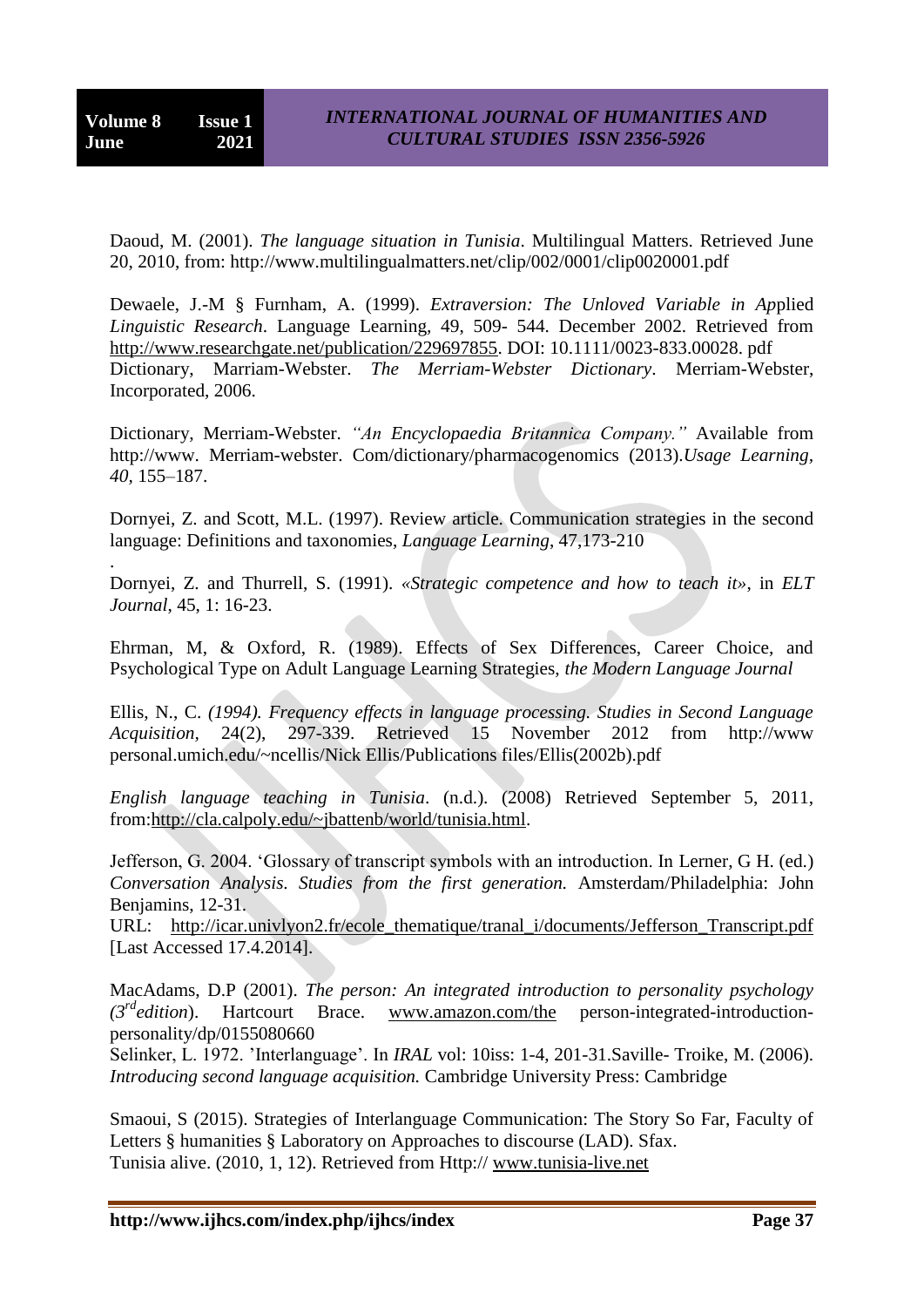Daoud, M. (2001). *The language situation in Tunisia*. Multilingual Matters. Retrieved June 20, 2010, from: http://www.multilingualmatters.net/clip/002/0001/clip0020001.pdf

Dewaele, J.-M § Furnham, A. (1999). *Extraversion: The Unloved Variable in Applied Linguistic Research*. Language Learning, 49, 509- 544. December 2002. Retrieved from http://www.researchgate.net/publication/229697855. DOI: 10.1111/0023-833.00028. pdf
Dictionary, Marriam-Webster. *The Merriam-Webster Dictionary*. Merriam-Webster, Incorporated, 2006.

Dictionary, Merriam-Webster. *"An Encyclopaedia Britannica Company."* Available from http://www. Merriam-webster. Com/dictionary/pharmacogenomics (2013).*Usage Learning, 40*, 155–187.

Dornyei, Z. and Scott, M.L. (1997). Review article. Communication strategies in the second language: Definitions and taxonomies, *Language Learning*, 47,173-210
.
Dornyei, Z. and Thurrell, S. (1991). *«Strategic competence and how to teach it»*, in *ELT Journal*, 45, 1: 16-23.

Ehrman, M, & Oxford, R. (1989). Effects of Sex Differences, Career Choice, and Psychological Type on Adult Language Learning Strategies, *the Modern Language Journal*

Ellis, N., C. *(1994). Frequency effects in language processing. Studies in Second Language Acquisition,* 24(2), 297-339. Retrieved 15 November 2012 from http://www personal.umich.edu/~ncellis/Nick Ellis/Publications files/Ellis(2002b).pdf

*English language teaching in Tunisia*. (n.d.). (2008) Retrieved September 5, 2011, from:http://cla.calpoly.edu/~jbattenb/world/tunisia.html.

Jefferson, G. 2004. 'Glossary of transcript symbols with an introduction. In Lerner, G H. (ed.) *Conversation Analysis. Studies from the first generation.* Amsterdam/Philadelphia: John Benjamins, 12-31.
URL: http://icar.univlyon2.fr/ecole_thematique/tranal_i/documents/Jefferson_Transcript.pdf [Last Accessed 17.4.2014].

MacAdams, D.P (2001). *The person: An integrated introduction to personality psychology (3rd edition*). Hartcourt Brace. www.amazon.com/the person-integrated-introduction-personality/dp/0155080660
Selinker, L. 1972. 'Interlanguage'. In *IRAL* vol: 10iss: 1-4, 201-31.Saville- Troike, M. (2006). *Introducing second language acquisition.* Cambridge University Press: Cambridge

Smaoui, S (2015). Strategies of Interlanguage Communication: The Story So Far, Faculty of Letters § humanities § Laboratory on Approaches to discourse (LAD). Sfax.
Tunisia alive. (2010, 1, 12). Retrieved from Http:// www.tunisia-live.net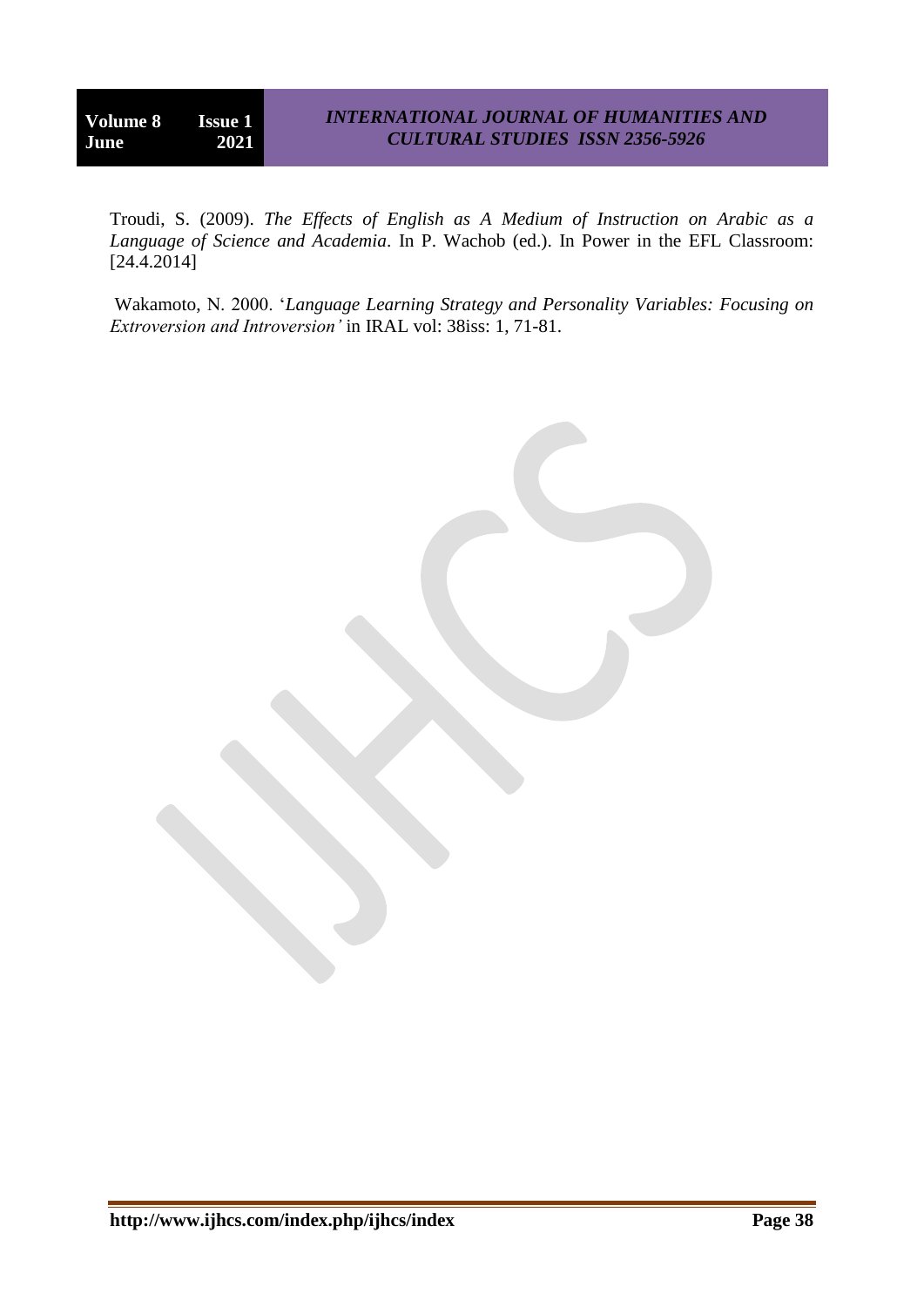Troudi, S. (2009). *The Effects of English as A Medium of Instruction on Arabic as a Language of Science and Academia*. In P. Wachob (ed.). In Power in the EFL Classroom: [24.4.2014]

Wakamoto, N. 2000. '*Language Learning Strategy and Personality Variables: Focusing on Extroversion and Introversion'* in IRAL vol: 38iss: 1, 71-81.